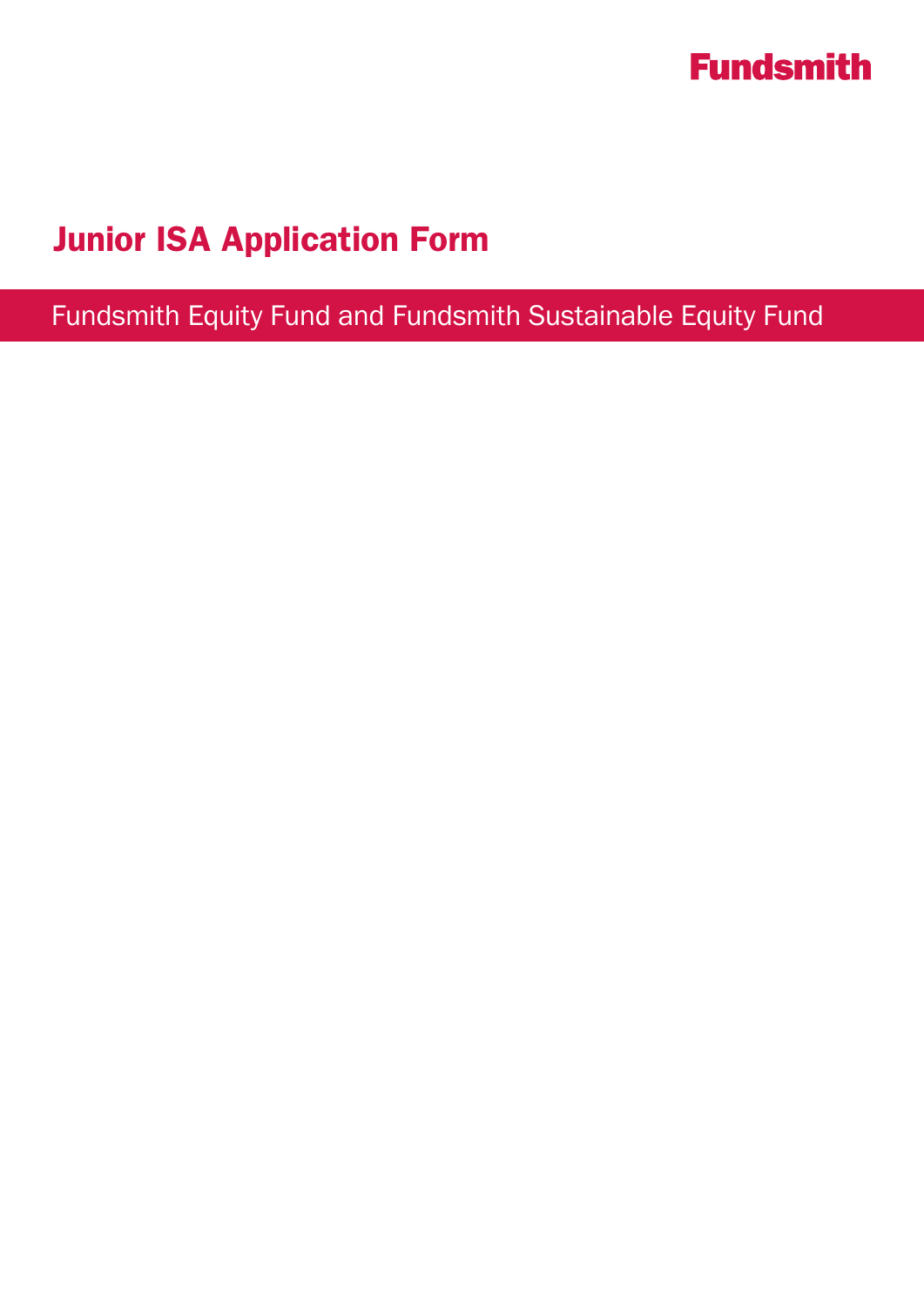Fundsmith

# Junior ISA Application Form

## Fundsmith Equity Fund and Fundsmith Sustainable Equity Fund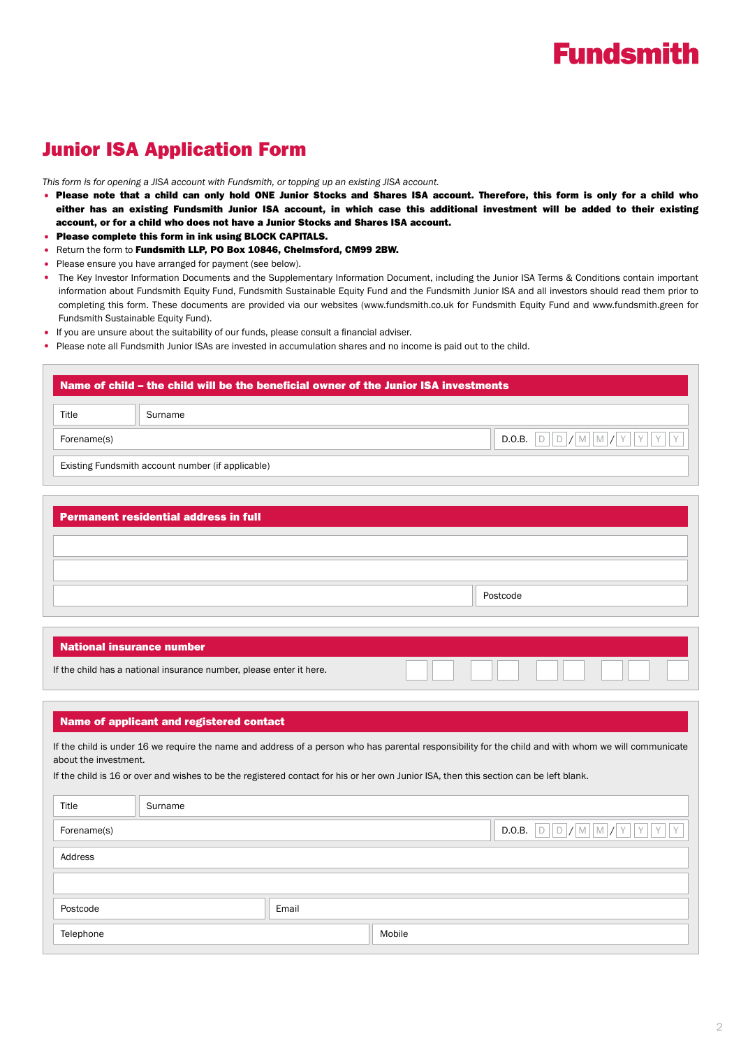Fundsmith

# Junior ISA Application Form

*This form is for opening a JISA account with Fundsmith, or topping up an existing JISA account.*

- **Please note that a child can only hold ONE Junior Stocks and Shares ISA account. Therefore, this form is only for a child who either has an existing Fundsmith Junior ISA account, in which case this additional investment will be added to their existing account, or for a child who does not have a Junior Stocks and Shares ISA account.**
- **Please complete this form in ink using BLOCK CAPITALS.**
- Return the form to **Fundsmith LLP, PO Box 10846, Chelmsford, CM99 2BW.**
- Please ensure you have arranged for payment (see below).
- The Key Investor Information Documents and the Supplementary Information Document, including the Junior ISA Terms & Conditions contain important information about Fundsmith Equity Fund, Fundsmith Sustainable Equity Fund and the Fundsmith Junior ISA and all investors should read them prior to completing this form. These documents are provided via our websites (www.fundsmith.co.uk for Fundsmith Equity Fund and www.fundsmith.green for Fundsmith Sustainable Equity Fund).
- If you are unsure about the suitability of our funds, please consult a financial adviser.
- Please note all Fundsmith Junior ISAs are invested in accumulation shares and no income is paid out to the child.

## Name of child – the child will be the beneficial owner of the Junior ISA investments

| Title | Surname |
|---|---|
| Forename(s) | D.O.B. D D / M M / Y Y Y Y |
| Existing Fundsmith account number (if applicable) | |

## Permanent residential address in full

| | |
|---|---|
| | |
| | |
| | Postcode |

## National insurance number

If the child has a national insurance number, please enter it here.

## Name of applicant and registered contact

If the child is under 16 we require the name and address of a person who has parental responsibility for the child and with whom we will communicate about the investment.

If the child is 16 or over and wishes to be the registered contact for his or her own Junior ISA, then this section can be left blank.

| Title | Surname |
|---|---|
| Forename(s) | D.O.B. D D / M M / Y Y Y Y |
| Address | |
| | |
| Postcode | Email |
| Telephone | Mobile |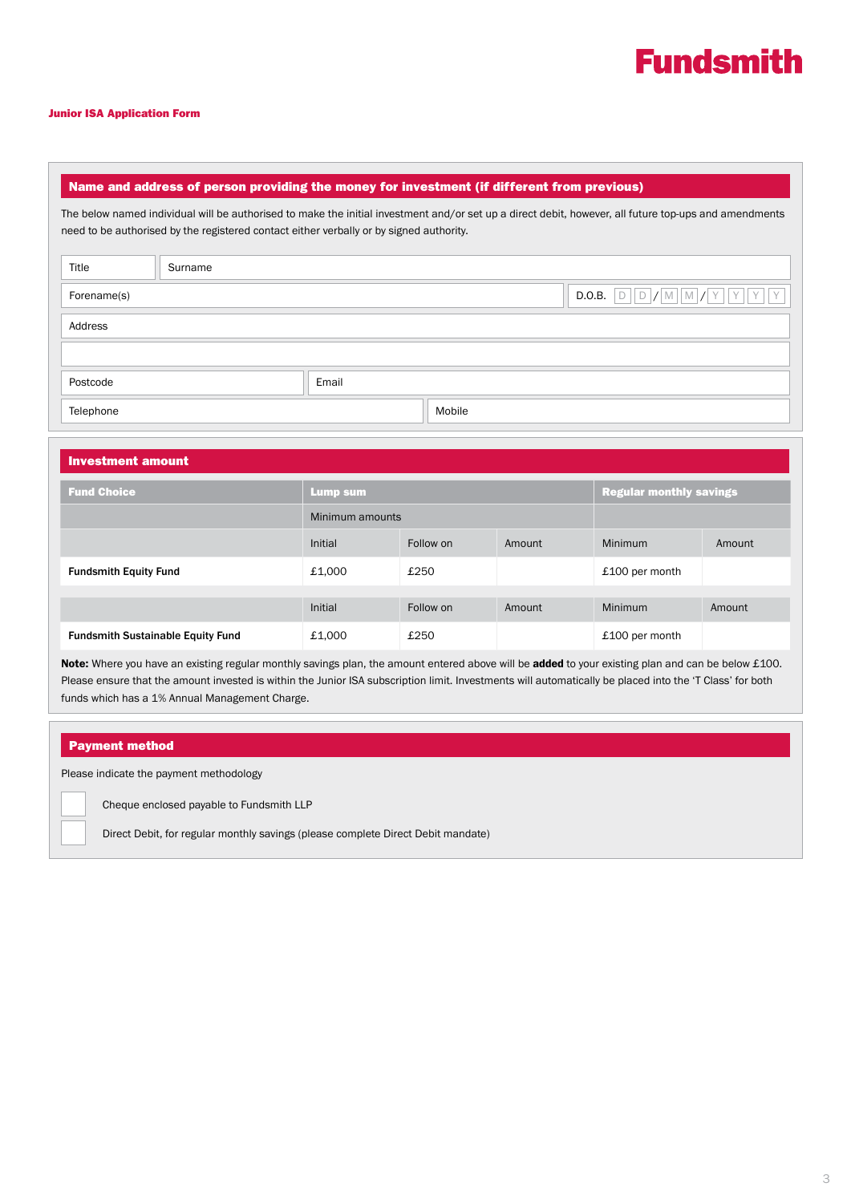Fundsmith

**Junior ISA Application Form**

## Name and address of person providing the money for investment (if different from previous)

The below named individual will be authorised to make the initial investment and/or set up a direct debit, however, all future top-ups and amendments need to be authorised by the registered contact either verbally or by signed authority.

| Title | Surname |
|---|---|
| Forename(s) | D.O.B. D D / M M / Y Y Y Y |
| Address | |
| | |
| Postcode | Email |
| Telephone | Mobile |

## Investment amount

| Fund Choice | Lump sum | | | Regular monthly savings | |
|---|---|---|---|---|---|
| | Minimum amounts | | | | |
| | Initial | Follow on | Amount | Minimum | Amount |
| **Fundsmith Equity Fund** | £1,000 | £250 | | £100 per month | |
| | Initial | Follow on | Amount | Minimum | Amount |
| **Fundsmith Sustainable Equity Fund** | £1,000 | £250 | | £100 per month | |

**Note:** Where you have an existing regular monthly savings plan, the amount entered above will be **added** to your existing plan and can be below £100. Please ensure that the amount invested is within the Junior ISA subscription limit. Investments will automatically be placed into the 'T Class' for both funds which has a 1% Annual Management Charge.

## Payment method

Please indicate the payment methodology

☐ Cheque enclosed payable to Fundsmith LLP

☐ Direct Debit, for regular monthly savings (please complete Direct Debit mandate)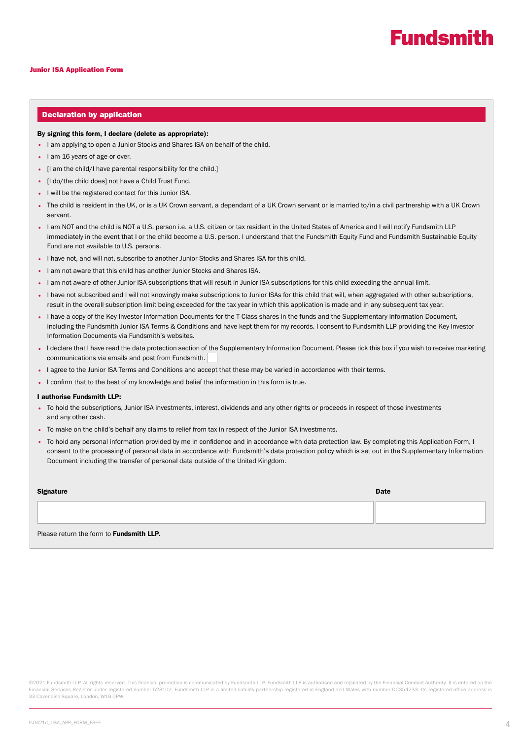**Fundsmith**

**Junior ISA Application Form**

## Declaration by application

**By signing this form, I declare (delete as appropriate):**

- I am applying to open a Junior Stocks and Shares ISA on behalf of the child.
- I am 16 years of age or over.
- [I am the child/I have parental responsibility for the child.]
- [I do/the child does] not have a Child Trust Fund.
- I will be the registered contact for this Junior ISA.
- The child is resident in the UK, or is a UK Crown servant, a dependant of a UK Crown servant or is married to/in a civil partnership with a UK Crown servant.
- I am NOT and the child is NOT a U.S. person i.e. a U.S. citizen or tax resident in the United States of America and I will notify Fundsmith LLP immediately in the event that I or the child become a U.S. person. I understand that the Fundsmith Equity Fund and Fundsmith Sustainable Equity Fund are not available to U.S. persons.
- I have not, and will not, subscribe to another Junior Stocks and Shares ISA for this child.
- I am not aware that this child has another Junior Stocks and Shares ISA.
- I am not aware of other Junior ISA subscriptions that will result in Junior ISA subscriptions for this child exceeding the annual limit.
- I have not subscribed and I will not knowingly make subscriptions to Junior ISAs for this child that will, when aggregated with other subscriptions, result in the overall subscription limit being exceeded for the tax year in which this application is made and in any subsequent tax year.
- I have a copy of the Key Investor Information Documents for the T Class shares in the funds and the Supplementary Information Document, including the Fundsmith Junior ISA Terms & Conditions and have kept them for my records. I consent to Fundsmith LLP providing the Key Investor Information Documents via Fundsmith's websites.
- I declare that I have read the data protection section of the Supplementary Information Document. Please tick this box if you wish to receive marketing communications via emails and post from Fundsmith. ☐
- I agree to the Junior ISA Terms and Conditions and accept that these may be varied in accordance with their terms.
- I confirm that to the best of my knowledge and belief the information in this form is true.

**I authorise Fundsmith LLP:**

- To hold the subscriptions, Junior ISA investments, interest, dividends and any other rights or proceeds in respect of those investments and any other cash.
- To make on the child's behalf any claims to relief from tax in respect of the Junior ISA investments.
- To hold any personal information provided by me in confidence and in accordance with data protection law. By completing this Application Form, I consent to the processing of personal data in accordance with Fundsmith's data protection policy which is set out in the Supplementary Information Document including the transfer of personal data outside of the United Kingdom.

| **Signature** | **Date** |
|---|---|
| | |

Please return the form to **Fundsmith LLP.**

©2021 Fundsmith LLP. All rights reserved. This financial promotion is communicated by Fundsmith LLP. Fundsmith LLP is authorised and regulated by the Financial Conduct Authority. It is entered on the Financial Services Register under registered number 523102. Fundsmith LLP is a limited liability partnership registered in England and Wales with number OC354233. Its registered office address is 33 Cavendish Square, London, W1G 0PW.

fs0421d_JISA_APP_FORM_FSEF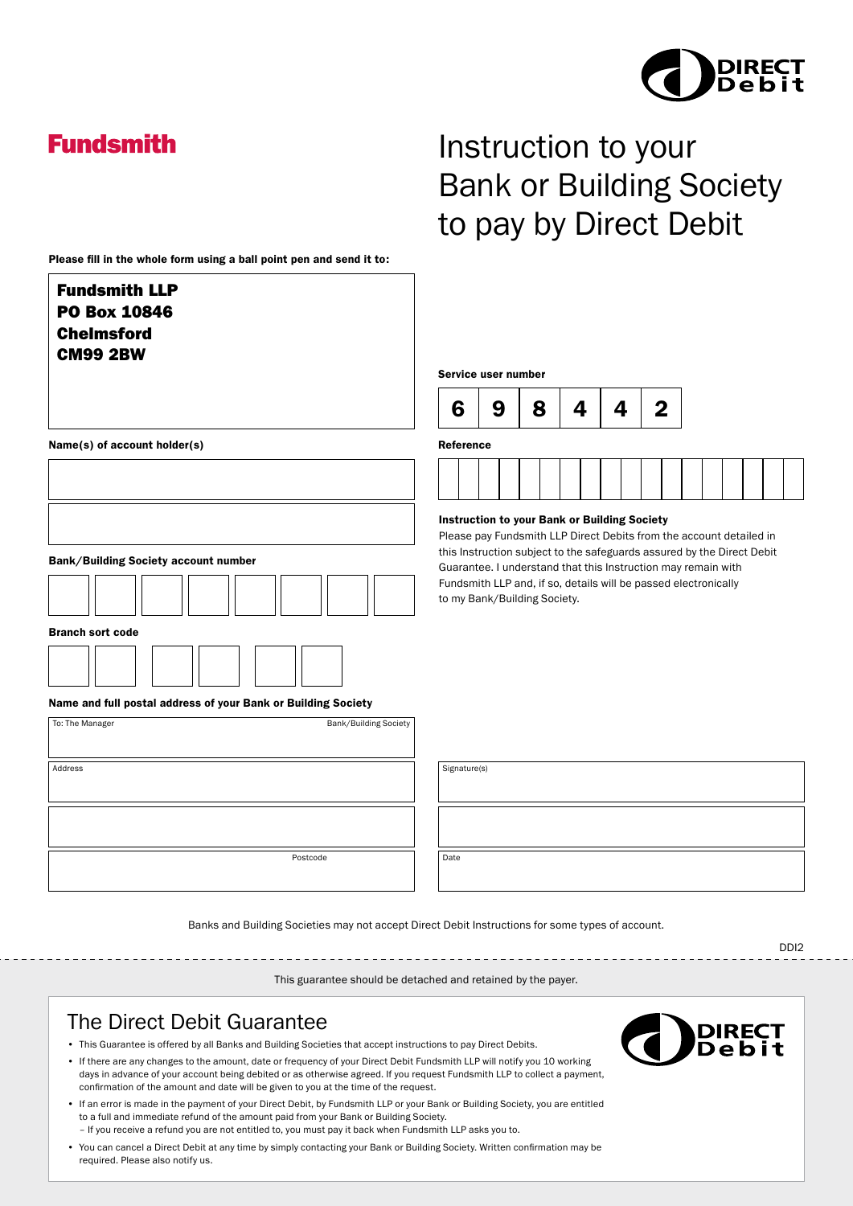DIRECT Debit

**Fundsmith**

# Instruction to your Bank or Building Society to pay by Direct Debit

**Please fill in the whole form using a ball point pen and send it to:**

**Fundsmith LLP**
**PO Box 10846**
**Chelmsford**
**CM99 2BW**

**Service user number**

| 6 | 9 | 8 | 4 | 4 | 2 |
|---|---|---|---|---|---|

**Name(s) of account holder(s)**

**Reference**

**Bank/Building Society account number**

**Branch sort code**

**Instruction to your Bank or Building Society**

Please pay Fundsmith LLP Direct Debits from the account detailed in this Instruction subject to the safeguards assured by the Direct Debit Guarantee. I understand that this Instruction may remain with Fundsmith LLP and, if so, details will be passed electronically to my Bank/Building Society.

**Name and full postal address of your Bank or Building Society**

To: The Manager — Bank/Building Society

Address

Postcode

Signature(s)

Date

Banks and Building Societies may not accept Direct Debit Instructions for some types of account.

DDI2

This guarantee should be detached and retained by the payer.

## The Direct Debit Guarantee

- This Guarantee is offered by all Banks and Building Societies that accept instructions to pay Direct Debits.
- If there are any changes to the amount, date or frequency of your Direct Debit Fundsmith LLP will notify you 10 working days in advance of your account being debited or as otherwise agreed. If you request Fundsmith LLP to collect a payment, confirmation of the amount and date will be given to you at the time of the request.
- If an error is made in the payment of your Direct Debit, by Fundsmith LLP or your Bank or Building Society, you are entitled to a full and immediate refund of the amount paid from your Bank or Building Society.
  – If you receive a refund you are not entitled to, you must pay it back when Fundsmith LLP asks you to.
- You can cancel a Direct Debit at any time by simply contacting your Bank or Building Society. Written confirmation may be required. Please also notify us.

DIRECT Debit